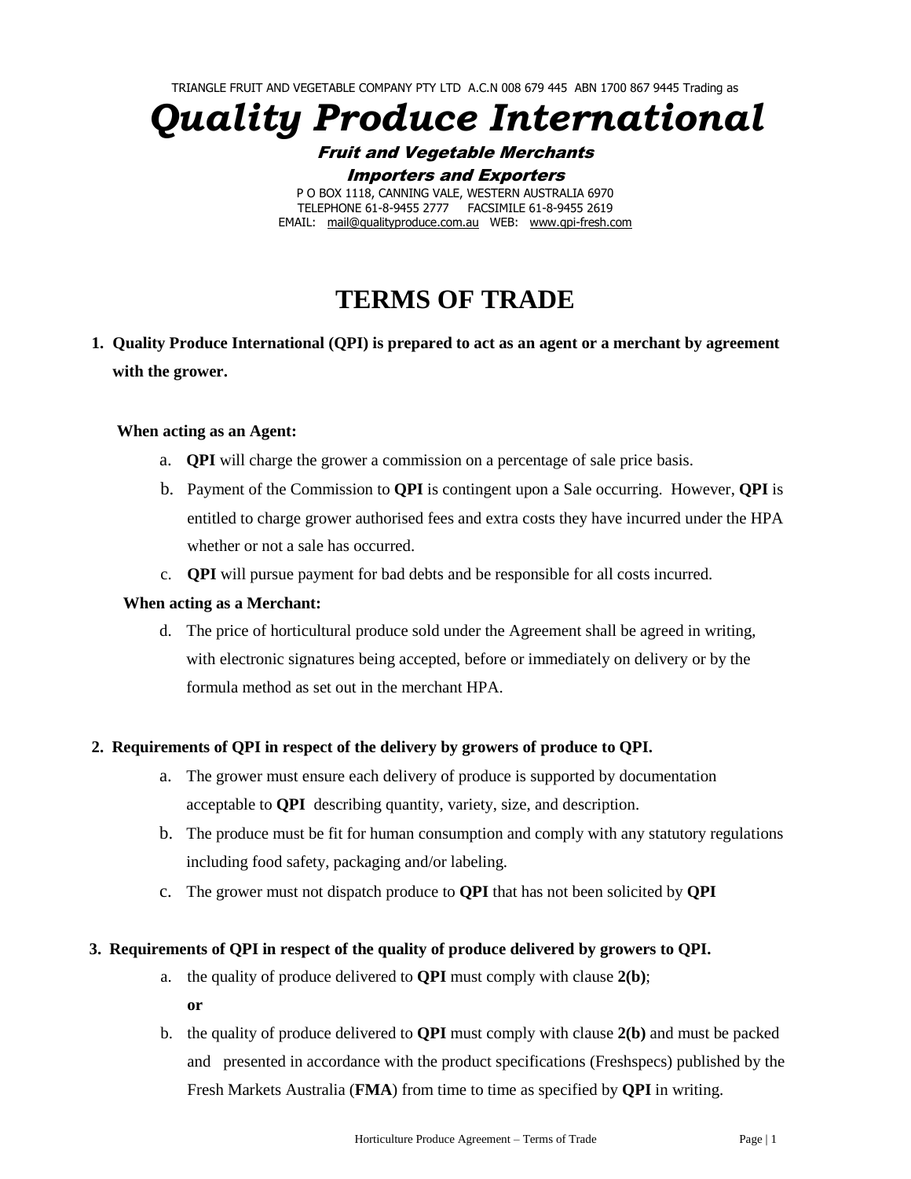TRIANGLE FRUIT AND VEGETABLE COMPANY PTY LTD A.C.N 008 679 445 ABN 1700 867 9445 Trading as

# *Quality Produce International*

***Fruit and Vegetable Merchants***

***Importers and Exporters***

P O BOX 1118, CANNING VALE, WESTERN AUSTRALIA 6970
TELEPHONE 61-8-9455 2777 FACSIMILE 61-8-9455 2619
EMAIL: mail@qualityproduce.com.au WEB: www.qpi-fresh.com

## TERMS OF TRADE

**1. Quality Produce International (QPI) is prepared to act as an agent or a merchant by agreement with the grower.**

**When acting as an Agent:**

a. **QPI** will charge the grower a commission on a percentage of sale price basis.

b. Payment of the Commission to **QPI** is contingent upon a Sale occurring. However, **QPI** is entitled to charge grower authorised fees and extra costs they have incurred under the HPA whether or not a sale has occurred.

c. **QPI** will pursue payment for bad debts and be responsible for all costs incurred.

**When acting as a Merchant:**

d. The price of horticultural produce sold under the Agreement shall be agreed in writing, with electronic signatures being accepted, before or immediately on delivery or by the formula method as set out in the merchant HPA.

**2. Requirements of QPI in respect of the delivery by growers of produce to QPI.**

a. The grower must ensure each delivery of produce is supported by documentation acceptable to **QPI** describing quantity, variety, size, and description.

b. The produce must be fit for human consumption and comply with any statutory regulations including food safety, packaging and/or labeling.

c. The grower must not dispatch produce to **QPI** that has not been solicited by **QPI**

**3. Requirements of QPI in respect of the quality of produce delivered by growers to QPI.**

a. the quality of produce delivered to **QPI** must comply with clause **2(b)**;
**or**

b. the quality of produce delivered to **QPI** must comply with clause **2(b)** and must be packed and presented in accordance with the product specifications (Freshspecs) published by the Fresh Markets Australia (**FMA**) from time to time as specified by **QPI** in writing.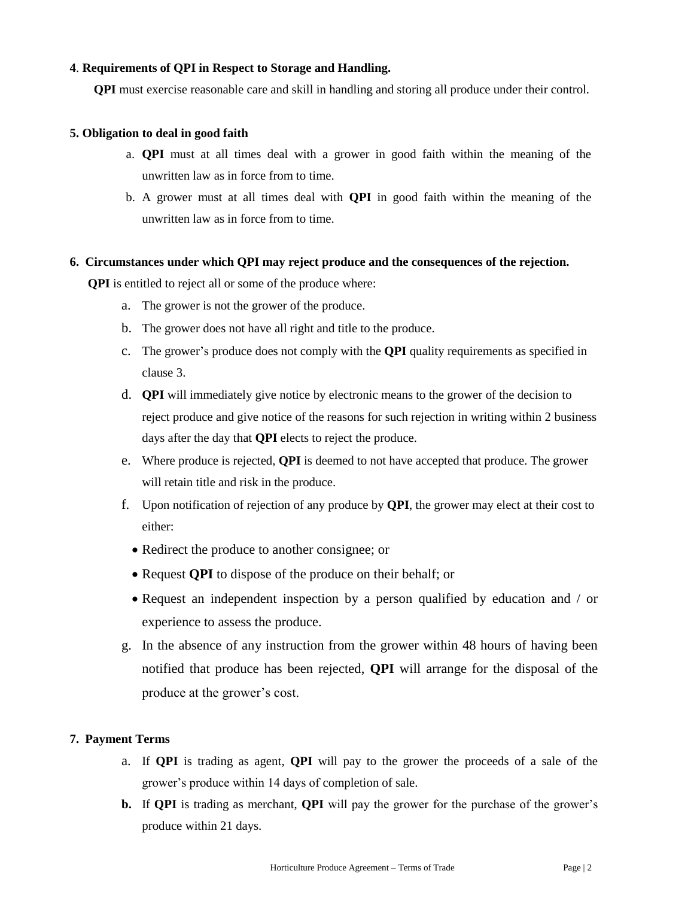**4**. **Requirements of QPI in Respect to Storage and Handling.**

**QPI** must exercise reasonable care and skill in handling and storing all produce under their control.

**5. Obligation to deal in good faith**

a. **QPI** must at all times deal with a grower in good faith within the meaning of the unwritten law as in force from to time.

b. A grower must at all times deal with **QPI** in good faith within the meaning of the unwritten law as in force from to time.

**6. Circumstances under which QPI may reject produce and the consequences of the rejection.**

**QPI** is entitled to reject all or some of the produce where:

a. The grower is not the grower of the produce.

b. The grower does not have all right and title to the produce.

c. The grower's produce does not comply with the **QPI** quality requirements as specified in clause 3.

d. **QPI** will immediately give notice by electronic means to the grower of the decision to reject produce and give notice of the reasons for such rejection in writing within 2 business days after the day that **QPI** elects to reject the produce.

e. Where produce is rejected, **QPI** is deemed to not have accepted that produce. The grower will retain title and risk in the produce.

f. Upon notification of rejection of any produce by **QPI**, the grower may elect at their cost to either:
   - Redirect the produce to another consignee; or
   - Request **QPI** to dispose of the produce on their behalf; or
   - Request an independent inspection by a person qualified by education and / or experience to assess the produce.

g. In the absence of any instruction from the grower within 48 hours of having been notified that produce has been rejected, **QPI** will arrange for the disposal of the produce at the grower's cost.

**7. Payment Terms**

a. If **QPI** is trading as agent, **QPI** will pay to the grower the proceeds of a sale of the grower's produce within 14 days of completion of sale.

**b.** If **QPI** is trading as merchant, **QPI** will pay the grower for the purchase of the grower's produce within 21 days.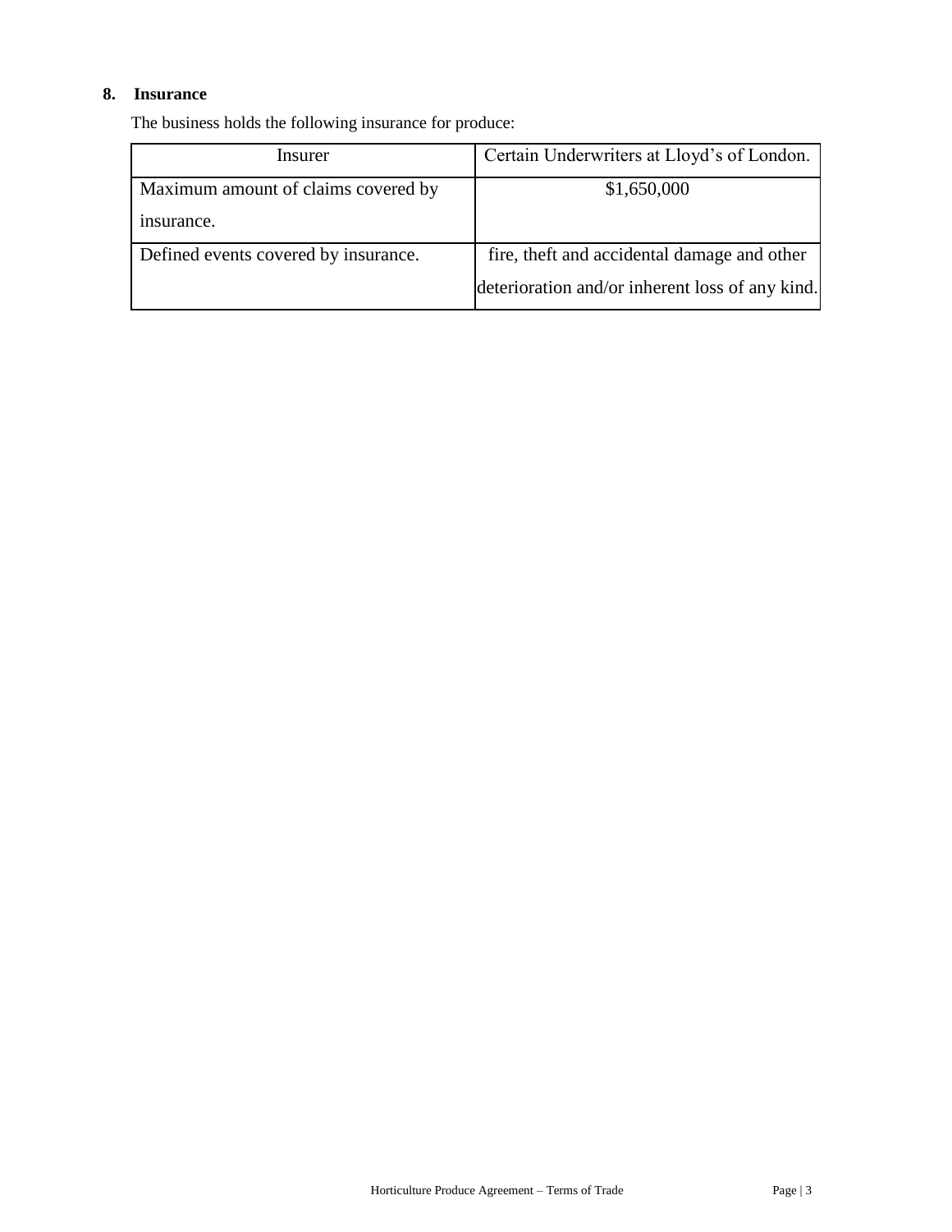## 8. Insurance

The business holds the following insurance for produce:

| | |
|---|---|
| Insurer | Certain Underwriters at Lloyd's of London. |
| Maximum amount of claims covered by insurance. | $1,650,000 |
| Defined events covered by insurance. | fire, theft and accidental damage and other deterioration and/or inherent loss of any kind. |